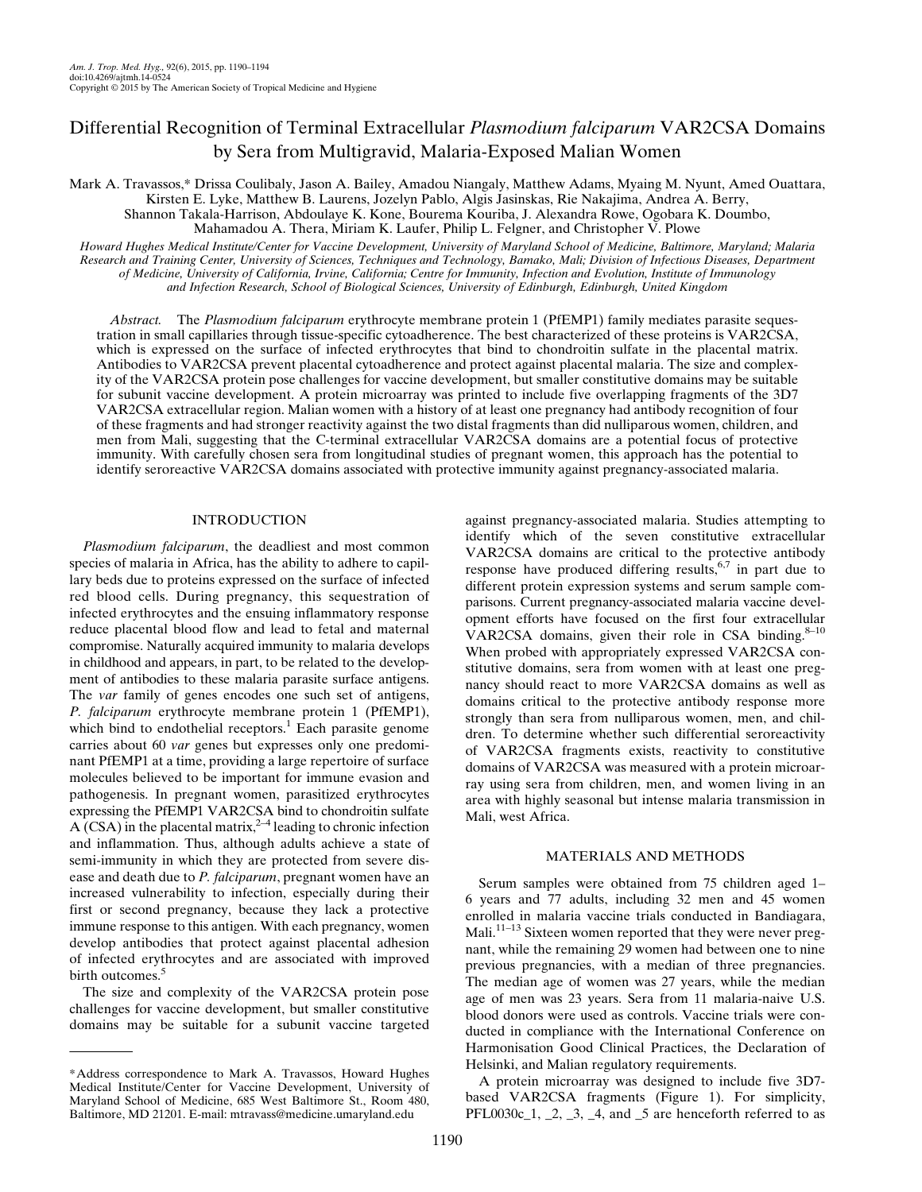# Differential Recognition of Terminal Extracellular *Plasmodium falciparum* VAR2CSA Domains by Sera from Multigravid, Malaria-Exposed Malian Women

Mark A. Travassos,* Drissa Coulibaly, Jason A. Bailey, Amadou Niangaly, Matthew Adams, Myaing M. Nyunt, Amed Ouattara, Kirsten E. Lyke, Matthew B. Laurens, Jozelyn Pablo, Algis Jasinskas, Rie Nakajima, Andrea A. Berry, Shannon Takala-Harrison, Abdoulaye K. Kone, Bourema Kouriba, J. Alexandra Rowe, Ogobara K. Doumbo, Mahamadou A. Thera, Miriam K. Laufer, Philip L. Felgner, and Christopher V. Plowe

*Howard Hughes Medical Institute/Center for Vaccine Development, University of Maryland School of Medicine, Baltimore, Maryland; Malaria Research and Training Center, University of Sciences, Techniques and Technology, Bamako, Mali; Division of Infectious Diseases, Department of Medicine, University of California, Irvine, California; Centre for Immunity, Infection and Evolution, Institute of Immunology and Infection Research, School of Biological Sciences, University of Edinburgh, Edinburgh, United Kingdom*

*Abstract.* The *Plasmodium falciparum* erythrocyte membrane protein 1 (PfEMP1) family mediates parasite sequestration in small capillaries through tissue-specific cytoadherence. The best characterized of these proteins is VAR2CSA, which is expressed on the surface of infected erythrocytes that bind to chondroitin sulfate in the placental matrix. Antibodies to VAR2CSA prevent placental cytoadherence and protect against placental malaria. The size and complexity of the VAR2CSA protein pose challenges for vaccine development, but smaller constitutive domains may be suitable for subunit vaccine development. A protein microarray was printed to include five overlapping fragments of the 3D7 VAR2CSA extracellular region. Malian women with a history of at least one pregnancy had antibody recognition of four of these fragments and had stronger reactivity against the two distal fragments than did nulliparous women, children, and men from Mali, suggesting that the C-terminal extracellular VAR2CSA domains are a potential focus of protective immunity. With carefully chosen sera from longitudinal studies of pregnant women, this approach has the potential to identify seroreactive VAR2CSA domains associated with protective immunity against pregnancy-associated malaria.

## INTRODUCTION

*Plasmodium falciparum*, the deadliest and most common species of malaria in Africa, has the ability to adhere to capillary beds due to proteins expressed on the surface of infected red blood cells. During pregnancy, this sequestration of infected erythrocytes and the ensuing inflammatory response reduce placental blood flow and lead to fetal and maternal compromise. Naturally acquired immunity to malaria develops in childhood and appears, in part, to be related to the development of antibodies to these malaria parasite surface antigens. The *var* family of genes encodes one such set of antigens, *P. falciparum* erythrocyte membrane protein 1 (PfEMP1), which bind to endothelial receptors.[1] Each parasite genome carries about 60 *var* genes but expresses only one predominant PfEMP1 at a time, providing a large repertoire of surface molecules believed to be important for immune evasion and pathogenesis. In pregnant women, parasitized erythrocytes expressing the PfEMP1 VAR2CSA bind to chondroitin sulfate A (CSA) in the placental matrix,[2–4] leading to chronic infection and inflammation. Thus, although adults achieve a state of semi-immunity in which they are protected from severe disease and death due to *P. falciparum*, pregnant women have an increased vulnerability to infection, especially during their first or second pregnancy, because they lack a protective immune response to this antigen. With each pregnancy, women develop antibodies that protect against placental adhesion of infected erythrocytes and are associated with improved birth outcomes.[5]

The size and complexity of the VAR2CSA protein pose challenges for vaccine development, but smaller constitutive domains may be suitable for a subunit vaccine targeted against pregnancy-associated malaria. Studies attempting to identify which of the seven constitutive extracellular VAR2CSA domains are critical to the protective antibody response have produced differing results,[6,7] in part due to different protein expression systems and serum sample comparisons. Current pregnancy-associated malaria vaccine development efforts have focused on the first four extracellular VAR2CSA domains, given their role in CSA binding.[8–10] When probed with appropriately expressed VAR2CSA constitutive domains, sera from women with at least one pregnancy should react to more VAR2CSA domains as well as domains critical to the protective antibody response more strongly than sera from nulliparous women, men, and children. To determine whether such differential seroreactivity of VAR2CSA fragments exists, reactivity to constitutive domains of VAR2CSA was measured with a protein microarray using sera from children, men, and women living in an area with highly seasonal but intense malaria transmission in Mali, west Africa.

## MATERIALS AND METHODS

Serum samples were obtained from 75 children aged 1–6 years and 77 adults, including 32 men and 45 women enrolled in malaria vaccine trials conducted in Bandiagara, Mali.[11–13] Sixteen women reported that they were never pregnant, while the remaining 29 women had between one to nine previous pregnancies, with a median of three pregnancies. The median age of women was 27 years, while the median age of men was 23 years. Sera from 11 malaria-naive U.S. blood donors were used as controls. Vaccine trials were conducted in compliance with the International Conference on Harmonisation Good Clinical Practices, the Declaration of Helsinki, and Malian regulatory requirements.

A protein microarray was designed to include five 3D7-based VAR2CSA fragments (Figure 1). For simplicity, PFL0030c_1, _2, _3, _4, and _5 are henceforth referred to as

---

*Address correspondence to Mark A. Travassos, Howard Hughes Medical Institute/Center for Vaccine Development, University of Maryland School of Medicine, 685 West Baltimore St., Room 480, Baltimore, MD 21201. E-mail: mtravass@medicine.umaryland.edu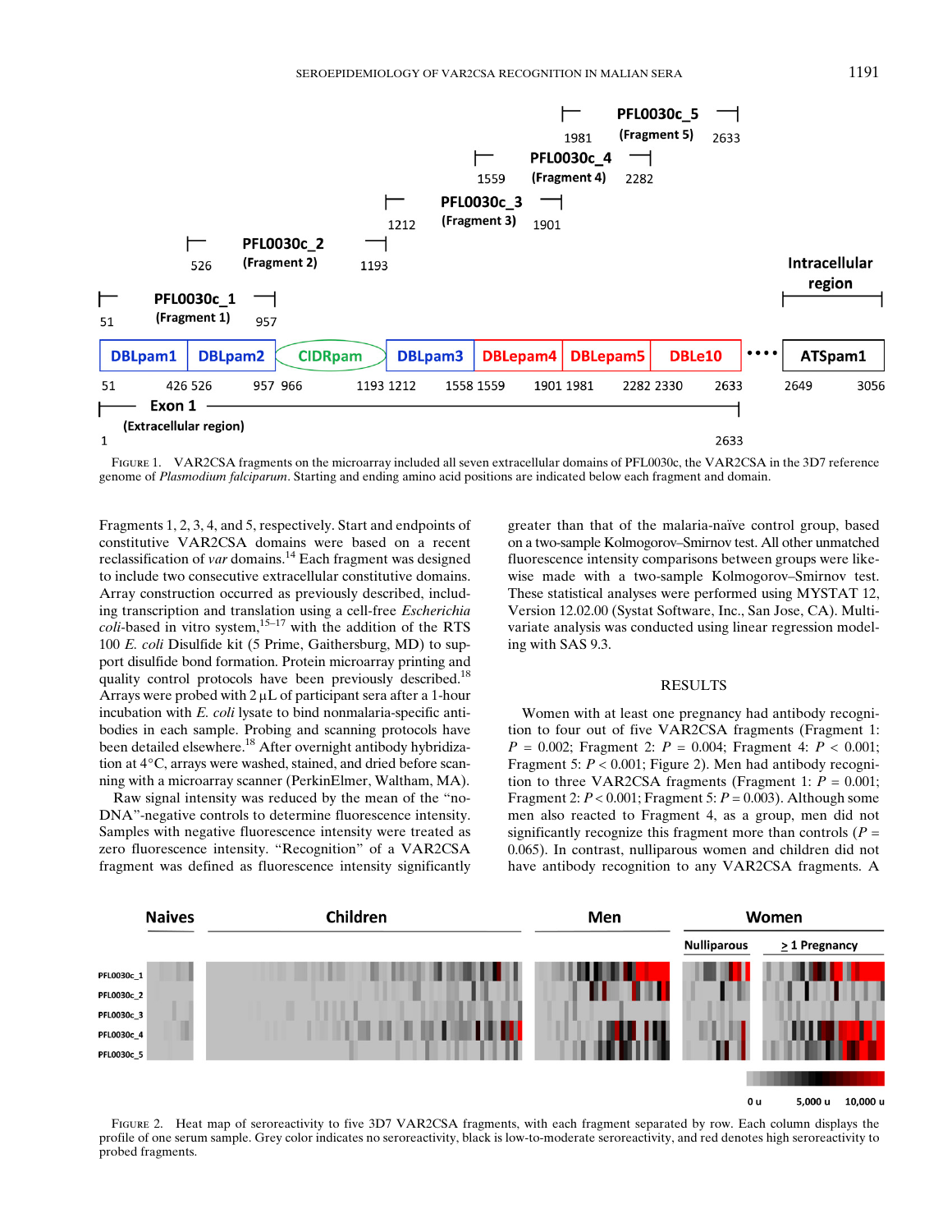PFL0030c_5
(Fragment 5)
1981
2633

PFL0030c_4
(Fragment 4)
1559
2282

PFL0030c_3
(Fragment 3)
1212
1901

PFL0030c_2
(Fragment 2)
526
1193

PFL0030c_1
(Fragment 1)
51
957

Intracellular region

DBLpam1 DBLpam2 CIDRpam DBLpam3 DBLepam4 DBLepam5 DBLe10 •••• ATSpam1

51 426 526 957 966 1193 1212 1558 1559 1901 1981 2282 2330 2633 2649 3056

Exon 1
(Extracellular region)
1
2633

FIGURE 1. VAR2CSA fragments on the microarray included all seven extracellular domains of PFL0030c, the VAR2CSA in the 3D7 reference genome of *Plasmodium falciparum*. Starting and ending amino acid positions are indicated below each fragment and domain.

Fragments 1, 2, 3, 4, and 5, respectively. Start and endpoints of constitutive VAR2CSA domains were based on a recent reclassification of *var* domains.[14] Each fragment was designed to include two consecutive extracellular constitutive domains. Array construction occurred as previously described, including transcription and translation using a cell-free *Escherichia coli*-based in vitro system,[15–17] with the addition of the RTS 100 *E. coli* Disulfide kit (5 Prime, Gaithersburg, MD) to support disulfide bond formation. Protein microarray printing and quality control protocols have been previously described.[18] Arrays were probed with 2 μL of participant sera after a 1-hour incubation with *E. coli* lysate to bind nonmalaria-specific antibodies in each sample. Probing and scanning protocols have been detailed elsewhere.[18] After overnight antibody hybridization at 4°C, arrays were washed, stained, and dried before scanning with a microarray scanner (PerkinElmer, Waltham, MA).

Raw signal intensity was reduced by the mean of the "no-DNA"-negative controls to determine fluorescence intensity. Samples with negative fluorescence intensity were treated as zero fluorescence intensity. "Recognition" of a VAR2CSA fragment was defined as fluorescence intensity significantly greater than that of the malaria-naïve control group, based on a two-sample Kolmogorov–Smirnov test. All other unmatched fluorescence intensity comparisons between groups were likewise made with a two-sample Kolmogorov–Smirnov test. These statistical analyses were performed using MYSTAT 12, Version 12.02.00 (Systat Software, Inc., San Jose, CA). Multivariate analysis was conducted using linear regression modeling with SAS 9.3.

## RESULTS

Women with at least one pregnancy had antibody recognition to four out of five VAR2CSA fragments (Fragment 1: $P$ = 0.002; Fragment 2: $P$ = 0.004; Fragment 4: $P$ < 0.001; Fragment 5: $P$ < 0.001; Figure 2). Men had antibody recognition to three VAR2CSA fragments (Fragment 1: $P$ = 0.001; Fragment 2: $P$ < 0.001; Fragment 5: $P$ = 0.003). Although some men also reacted to Fragment 4, as a group, men did not significantly recognize this fragment more than controls ($P$ = 0.065). In contrast, nulliparous women and children did not have antibody recognition to any VAR2CSA fragments. A

Naives
Children
Men
Women
Nulliparous
≥ 1 Pregnancy
PFL0030c_1
PFL0030c_2
PFL0030c_3
PFL0030c_4
PFL0030c_5
0 u
5,000 u
10,000 u

FIGURE 2. Heat map of seroreactivity to five 3D7 VAR2CSA fragments, with each fragment separated by row. Each column displays the profile of one serum sample. Grey color indicates no seroreactivity, black is low-to-moderate seroreactivity, and red denotes high seroreactivity to probed fragments.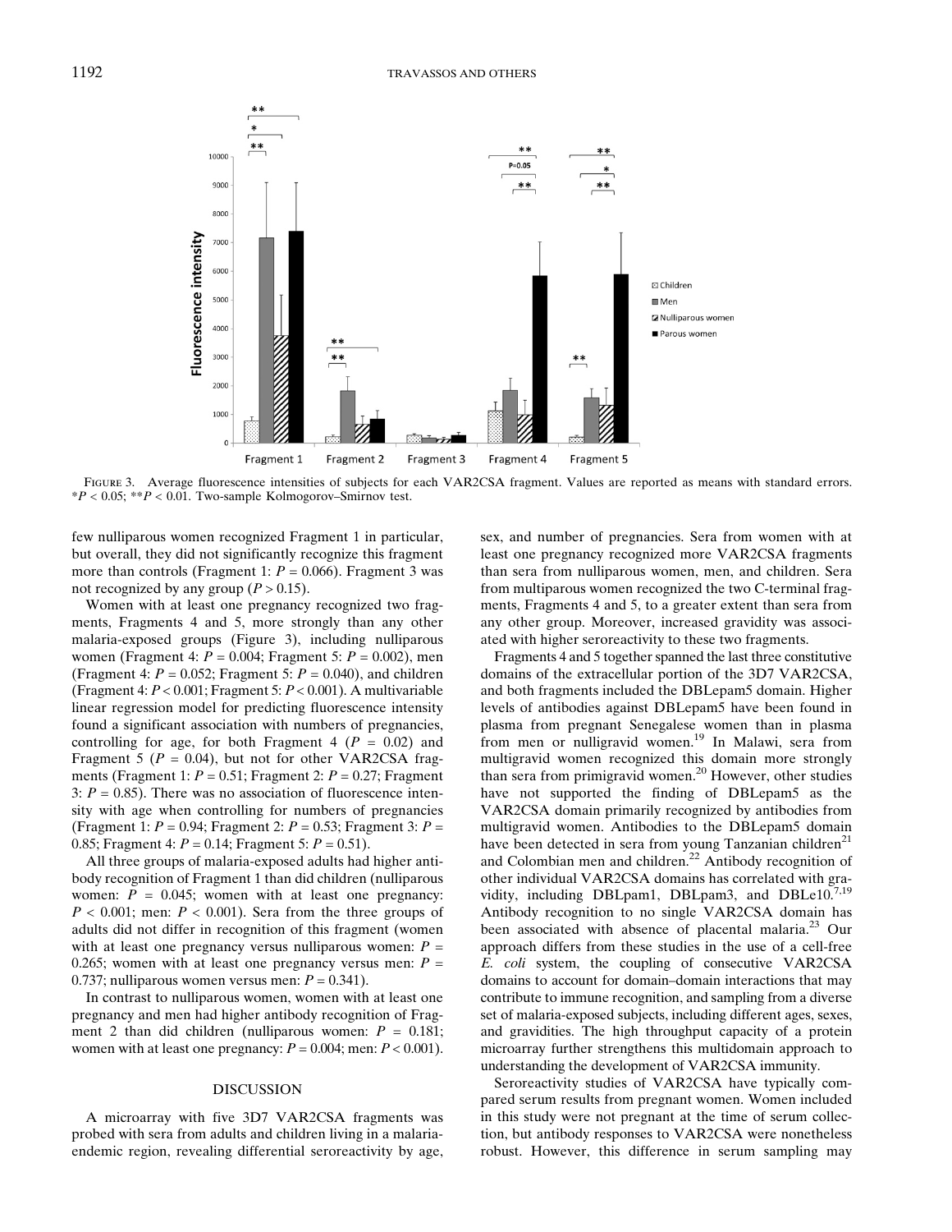**

*

**

10000

9000

8000

7000

6000

5000

4000

3000

2000

1000

0

Fluorescence intensity

**

**

**

P=0.05

**

**

*

**

**

**

Fragment 1

Fragment 2

Fragment 3

Fragment 4

Fragment 5

Children

Men

Nulliparous women

Parous women

FIGURE 3. Average fluorescence intensities of subjects for each VAR2CSA fragment. Values are reported as means with standard errors. $*P < 0.05$; $**P < 0.01$. Two-sample Kolmogorov–Smirnov test.

few nulliparous women recognized Fragment 1 in particular, but overall, they did not significantly recognize this fragment more than controls (Fragment 1: $P = 0.066$). Fragment 3 was not recognized by any group ($P > 0.15$).

Women with at least one pregnancy recognized two fragments, Fragments 4 and 5, more strongly than any other malaria-exposed groups (Figure 3), including nulliparous women (Fragment 4: $P = 0.004$; Fragment 5: $P = 0.002$), men (Fragment 4: $P = 0.052$; Fragment 5: $P = 0.040$), and children (Fragment 4: $P < 0.001$; Fragment 5: $P < 0.001$). A multivariable linear regression model for predicting fluorescence intensity found a significant association with numbers of pregnancies, controlling for age, for both Fragment 4 ($P = 0.02$) and Fragment 5 ($P = 0.04$), but not for other VAR2CSA fragments (Fragment 1: $P = 0.51$; Fragment 2: $P = 0.27$; Fragment 3: $P = 0.85$). There was no association of fluorescence intensity with age when controlling for numbers of pregnancies (Fragment 1: $P = 0.94$; Fragment 2: $P = 0.53$; Fragment 3: $P = 0.85$; Fragment 4: $P = 0.14$; Fragment 5: $P = 0.51$).

All three groups of malaria-exposed adults had higher antibody recognition of Fragment 1 than did children (nulliparous women: $P = 0.045$; women with at least one pregnancy: $P < 0.001$; men: $P < 0.001$). Sera from the three groups of adults did not differ in recognition of this fragment (women with at least one pregnancy versus nulliparous women: $P = 0.265$; women with at least one pregnancy versus men: $P = 0.737$; nulliparous women versus men: $P = 0.341$).

In contrast to nulliparous women, women with at least one pregnancy and men had higher antibody recognition of Fragment 2 than did children (nulliparous women: $P = 0.181$; women with at least one pregnancy: $P = 0.004$; men: $P < 0.001$).

## DISCUSSION

A microarray with five 3D7 VAR2CSA fragments was probed with sera from adults and children living in a malaria-endemic region, revealing differential seroreactivity by age, sex, and number of pregnancies. Sera from women with at least one pregnancy recognized more VAR2CSA fragments than sera from nulliparous women, men, and children. Sera from multiparous women recognized the two C-terminal fragments, Fragments 4 and 5, to a greater extent than sera from any other group. Moreover, increased gravidity was associated with higher seroreactivity to these two fragments.

Fragments 4 and 5 together spanned the last three constitutive domains of the extracellular portion of the 3D7 VAR2CSA, and both fragments included the DBLepam5 domain. Higher levels of antibodies against DBLepam5 have been found in plasma from pregnant Senegalese women than in plasma from men or nulligravid women.[19] In Malawi, sera from multigravid women recognized this domain more strongly than sera from primigravid women.[20] However, other studies have not supported the finding of DBLepam5 as the VAR2CSA domain primarily recognized by antibodies from multigravid women. Antibodies to the DBLepam5 domain have been detected in sera from young Tanzanian children[21] and Colombian men and children.[22] Antibody recognition of other individual VAR2CSA domains has correlated with gravidity, including DBLpam1, DBLpam3, and DBLe10.[7,19] Antibody recognition to no single VAR2CSA domain has been associated with absence of placental malaria.[23] Our approach differs from these studies in the use of a cell-free *E. coli* system, the coupling of consecutive VAR2CSA domains to account for domain–domain interactions that may contribute to immune recognition, and sampling from a diverse set of malaria-exposed subjects, including different ages, sexes, and gravidities. The high throughput capacity of a protein microarray further strengthens this multidomain approach to understanding the development of VAR2CSA immunity.

Seroreactivity studies of VAR2CSA have typically compared serum results from pregnant women. Women included in this study were not pregnant at the time of serum collection, but antibody responses to VAR2CSA were nonetheless robust. However, this difference in serum sampling may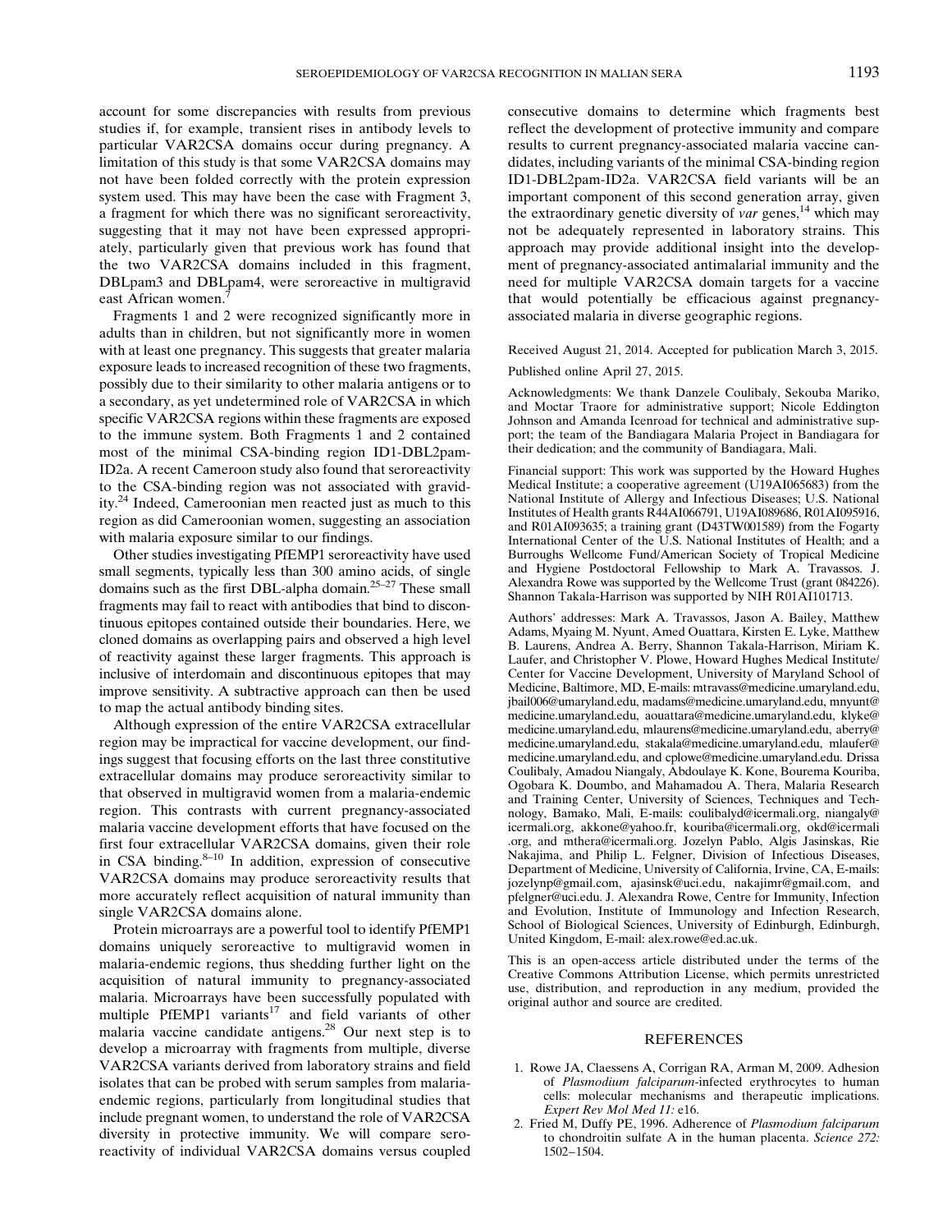account for some discrepancies with results from previous studies if, for example, transient rises in antibody levels to particular VAR2CSA domains occur during pregnancy. A limitation of this study is that some VAR2CSA domains may not have been folded correctly with the protein expression system used. This may have been the case with Fragment 3, a fragment for which there was no significant seroreactivity, suggesting that it may not have been expressed appropriately, particularly given that previous work has found that the two VAR2CSA domains included in this fragment, DBLpam3 and DBLpam4, were seroreactive in multigravid east African women.[7]

Fragments 1 and 2 were recognized significantly more in adults than in children, but not significantly more in women with at least one pregnancy. This suggests that greater malaria exposure leads to increased recognition of these two fragments, possibly due to their similarity to other malaria antigens or to a secondary, as yet undetermined role of VAR2CSA in which specific VAR2CSA regions within these fragments are exposed to the immune system. Both Fragments 1 and 2 contained most of the minimal CSA-binding region ID1-DBL2pam-ID2a. A recent Cameroon study also found that seroreactivity to the CSA-binding region was not associated with gravidity.[24] Indeed, Cameroonian men reacted just as much to this region as did Cameroonian women, suggesting an association with malaria exposure similar to our findings.

Other studies investigating PfEMP1 seroreactivity have used small segments, typically less than 300 amino acids, of single domains such as the first DBL-alpha domain.[25–27] These small fragments may fail to react with antibodies that bind to discontinuous epitopes contained outside their boundaries. Here, we cloned domains as overlapping pairs and observed a high level of reactivity against these larger fragments. This approach is inclusive of interdomain and discontinuous epitopes that may improve sensitivity. A subtractive approach can then be used to map the actual antibody binding sites.

Although expression of the entire VAR2CSA extracellular region may be impractical for vaccine development, our findings suggest that focusing efforts on the last three constitutive extracellular domains may produce seroreactivity similar to that observed in multigravid women from a malaria-endemic region. This contrasts with current pregnancy-associated malaria vaccine development efforts that have focused on the first four extracellular VAR2CSA domains, given their role in CSA binding.[8–10] In addition, expression of consecutive VAR2CSA domains may produce seroreactivity results that more accurately reflect acquisition of natural immunity than single VAR2CSA domains alone.

Protein microarrays are a powerful tool to identify PfEMP1 domains uniquely seroreactive to multigravid women in malaria-endemic regions, thus shedding further light on the acquisition of natural immunity to pregnancy-associated malaria. Microarrays have been successfully populated with multiple PfEMP1 variants[17] and field variants of other malaria vaccine candidate antigens.[28] Our next step is to develop a microarray with fragments from multiple, diverse VAR2CSA variants derived from laboratory strains and field isolates that can be probed with serum samples from malaria-endemic regions, particularly from longitudinal studies that include pregnant women, to understand the role of VAR2CSA diversity in protective immunity. We will compare seroreactivity of individual VAR2CSA domains versus coupled consecutive domains to determine which fragments best reflect the development of protective immunity and compare results to current pregnancy-associated malaria vaccine candidates, including variants of the minimal CSA-binding region ID1-DBL2pam-ID2a. VAR2CSA field variants will be an important component of this second generation array, given the extraordinary genetic diversity of *var* genes,[14] which may not be adequately represented in laboratory strains. This approach may provide additional insight into the development of pregnancy-associated antimalarial immunity and the need for multiple VAR2CSA domain targets for a vaccine that would potentially be efficacious against pregnancy-associated malaria in diverse geographic regions.

Received August 21, 2014. Accepted for publication March 3, 2015.

Published online April 27, 2015.

Acknowledgments: We thank Danzele Coulibaly, Sekouba Mariko, and Moctar Traore for administrative support; Nicole Eddington Johnson and Amanda Icenroad for technical and administrative support; the team of the Bandiagara Malaria Project in Bandiagara for their dedication; and the community of Bandiagara, Mali.

Financial support: This work was supported by the Howard Hughes Medical Institute; a cooperative agreement (U19AI065683) from the National Institute of Allergy and Infectious Diseases; U.S. National Institutes of Health grants R44AI066791, U19AI089686, R01AI095916, and R01AI093635; a training grant (D43TW001589) from the Fogarty International Center of the U.S. National Institutes of Health; and a Burroughs Wellcome Fund/American Society of Tropical Medicine and Hygiene Postdoctoral Fellowship to Mark A. Travassos. J. Alexandra Rowe was supported by the Wellcome Trust (grant 084226). Shannon Takala-Harrison was supported by NIH R01AI101713.

Authors' addresses: Mark A. Travassos, Jason A. Bailey, Matthew Adams, Myaing M. Nyunt, Amed Ouattara, Kirsten E. Lyke, Matthew B. Laurens, Andrea A. Berry, Shannon Takala-Harrison, Miriam K. Laufer, and Christopher V. Plowe, Howard Hughes Medical Institute/Center for Vaccine Development, University of Maryland School of Medicine, Baltimore, MD, E-mails: mtravass@medicine.umaryland.edu, jbail006@umaryland.edu, madams@medicine.umaryland.edu, mnyunt@medicine.umaryland.edu, aouattara@medicine.umaryland.edu, klyke@medicine.umaryland.edu, mlaurens@medicine.umaryland.edu, aberry@medicine.umaryland.edu, stakala@medicine.umaryland.edu, mlaufer@medicine.umaryland.edu, and cplowe@medicine.umaryland.edu. Drissa Coulibaly, Amadou Niangaly, Abdoulaye K. Kone, Bourema Kouriba, Ogobara K. Doumbo, and Mahamadou A. Thera, Malaria Research and Training Center, University of Sciences, Techniques and Technology, Bamako, Mali, E-mails: coulibalyd@icermali.org, niangaly@icermali.org, akkone@yahoo.fr, kouriba@icermali.org, okd@icermali.org, and mthera@icermali.org. Jozelyn Pablo, Algis Jasinskas, Rie Nakajima, and Philip L. Felgner, Division of Infectious Diseases, Department of Medicine, University of California, Irvine, CA, E-mails: jozelynp@gmail.com, ajasinsk@uci.edu, nakajimr@gmail.com, and pfelgner@uci.edu. J. Alexandra Rowe, Centre for Immunity, Infection and Evolution, Institute of Immunology and Infection Research, School of Biological Sciences, University of Edinburgh, Edinburgh, United Kingdom, E-mail: alex.rowe@ed.ac.uk.

This is an open-access article distributed under the terms of the Creative Commons Attribution License, which permits unrestricted use, distribution, and reproduction in any medium, provided the original author and source are credited.

## REFERENCES

1. Rowe JA, Claessens A, Corrigan RA, Arman M, 2009. Adhesion of *Plasmodium falciparum*-infected erythrocytes to human cells: molecular mechanisms and therapeutic implications. *Expert Rev Mol Med 11:* e16.
2. Fried M, Duffy PE, 1996. Adherence of *Plasmodium falciparum* to chondroitin sulfate A in the human placenta. *Science 272:* 1502–1504.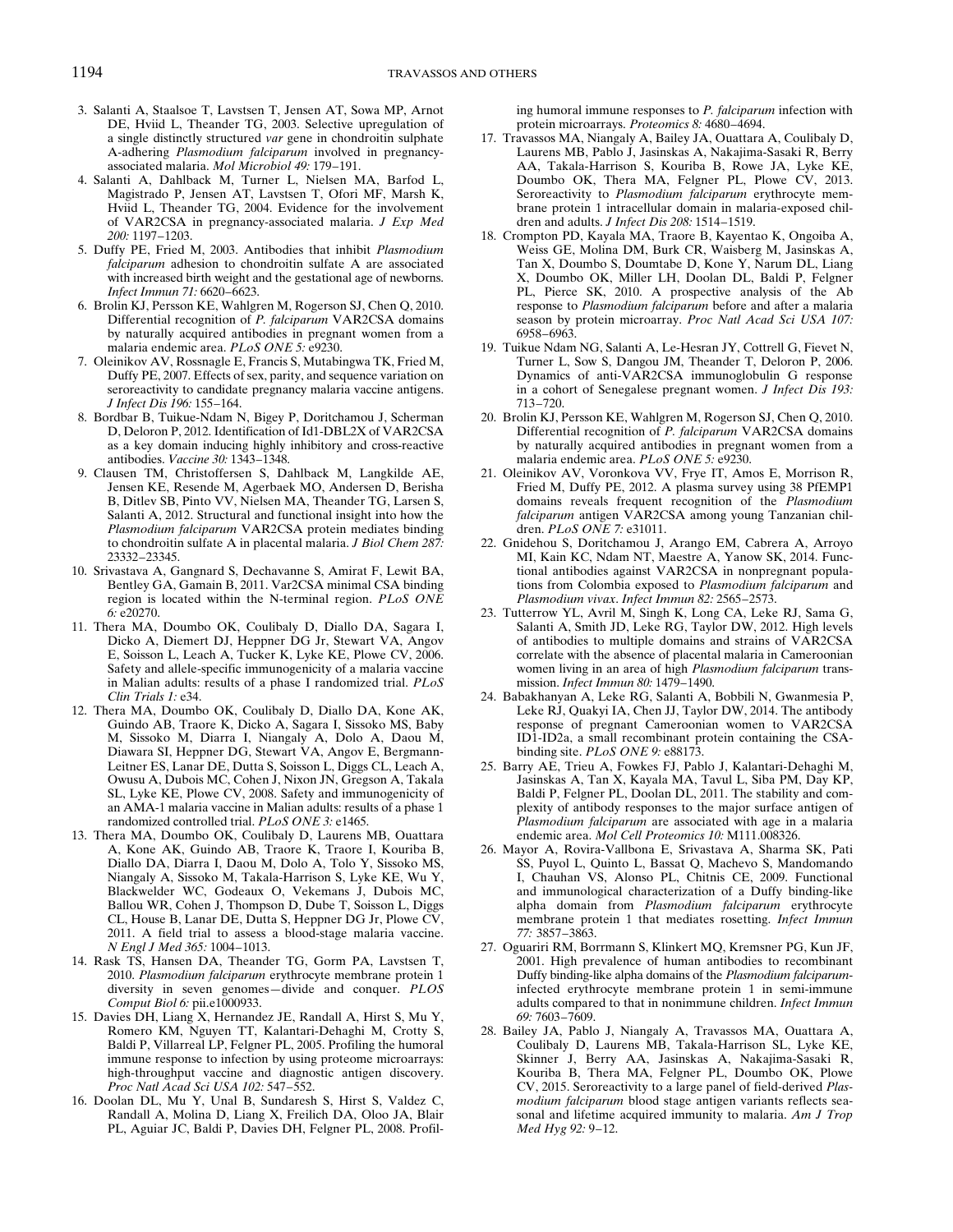3. Salanti A, Staalsoe T, Lavstsen T, Jensen AT, Sowa MP, Arnot DE, Hviid L, Theander TG, 2003. Selective upregulation of a single distinctly structured *var* gene in chondroitin sulphate A-adhering *Plasmodium falciparum* involved in pregnancy-associated malaria. *Mol Microbiol 49:* 179–191.
4. Salanti A, Dahlback M, Turner L, Nielsen MA, Barfod L, Magistrado P, Jensen AT, Lavstsen T, Ofori MF, Marsh K, Hviid L, Theander TG, 2004. Evidence for the involvement of VAR2CSA in pregnancy-associated malaria. *J Exp Med 200:* 1197–1203.
5. Duffy PE, Fried M, 2003. Antibodies that inhibit *Plasmodium falciparum* adhesion to chondroitin sulfate A are associated with increased birth weight and the gestational age of newborns. *Infect Immun 71:* 6620–6623.
6. Brolin KJ, Persson KE, Wahlgren M, Rogerson SJ, Chen Q, 2010. Differential recognition of *P. falciparum* VAR2CSA domains by naturally acquired antibodies in pregnant women from a malaria endemic area. *PLoS ONE 5:* e9230.
7. Oleinikov AV, Rossnagle E, Francis S, Mutabingwa TK, Fried M, Duffy PE, 2007. Effects of sex, parity, and sequence variation on seroreactivity to candidate pregnancy malaria vaccine antigens. *J Infect Dis 196:* 155–164.
8. Bordbar B, Tuikue-Ndam N, Bigey P, Doritchamou J, Scherman D, Deloron P, 2012. Identification of Id1-DBL2X of VAR2CSA as a key domain inducing highly inhibitory and cross-reactive antibodies. *Vaccine 30:* 1343–1348.
9. Clausen TM, Christoffersen S, Dahlback M, Langkilde AE, Jensen KE, Resende M, Agerbaek MO, Andersen D, Berisha B, Ditlev SB, Pinto VV, Nielsen MA, Theander TG, Larsen S, Salanti A, 2012. Structural and functional insight into how the *Plasmodium falciparum* VAR2CSA protein mediates binding to chondroitin sulfate A in placental malaria. *J Biol Chem 287:* 23332–23345.
10. Srivastava A, Gangnard S, Dechavanne S, Amirat F, Lewit BA, Bentley GA, Gamain B, 2011. Var2CSA minimal CSA binding region is located within the N-terminal region. *PLoS ONE 6:* e20270.
11. Thera MA, Doumbo OK, Coulibaly D, Diallo DA, Sagara I, Dicko A, Diemert DJ, Heppner DG Jr, Stewart VA, Angov E, Soisson L, Leach A, Tucker K, Lyke KE, Plowe CV, 2006. Safety and allele-specific immunogenicity of a malaria vaccine in Malian adults: results of a phase I randomized trial. *PLoS Clin Trials 1:* e34.
12. Thera MA, Doumbo OK, Coulibaly D, Diallo DA, Kone AK, Guindo AB, Traore K, Dicko A, Sagara I, Sissoko MS, Baby M, Sissoko M, Diarra I, Niangaly A, Dolo A, Daou M, Diawara SI, Heppner DG, Stewart VA, Angov E, Bergmann-Leitner ES, Lanar DE, Dutta S, Soisson L, Diggs CL, Leach A, Owusu A, Dubois MC, Cohen J, Nixon JN, Gregson A, Takala SL, Lyke KE, Plowe CV, 2008. Safety and immunogenicity of an AMA-1 malaria vaccine in Malian adults: results of a phase 1 randomized controlled trial. *PLoS ONE 3:* e1465.
13. Thera MA, Doumbo OK, Coulibaly D, Laurens MB, Ouattara A, Kone AK, Guindo AB, Traore K, Traore I, Kouriba B, Diallo DA, Diarra I, Daou M, Dolo A, Tolo Y, Sissoko MS, Niangaly A, Sissoko M, Takala-Harrison S, Lyke KE, Wu Y, Blackwelder WC, Godeaux O, Vekemans J, Dubois MC, Ballou WR, Cohen J, Thompson D, Dube T, Soisson L, Diggs CL, House B, Lanar DE, Dutta S, Heppner DG Jr, Plowe CV, 2011. A field trial to assess a blood-stage malaria vaccine. *N Engl J Med 365:* 1004–1013.
14. Rask TS, Hansen DA, Theander TG, Gorm PA, Lavstsen T, 2010. *Plasmodium falciparum* erythrocyte membrane protein 1 diversity in seven genomes—divide and conquer. *PLOS Comput Biol 6:* pii.e1000933.
15. Davies DH, Liang X, Hernandez JE, Randall A, Hirst S, Mu Y, Romero KM, Nguyen TT, Kalantari-Dehaghi M, Crotty S, Baldi P, Villarreal LP, Felgner PL, 2005. Profiling the humoral immune response to infection by using proteome microarrays: high-throughput vaccine and diagnostic antigen discovery. *Proc Natl Acad Sci USA 102:* 547–552.
16. Doolan DL, Mu Y, Unal B, Sundaresh S, Hirst S, Valdez C, Randall A, Molina D, Liang X, Freilich DA, Oloo JA, Blair PL, Aguiar JC, Baldi P, Davies DH, Felgner PL, 2008. Profiling humoral immune responses to *P. falciparum* infection with protein microarrays. *Proteomics 8:* 4680–4694.
17. Travassos MA, Niangaly A, Bailey JA, Ouattara A, Coulibaly D, Laurens MB, Pablo J, Jasinskas A, Nakajima-Sasaki R, Berry AA, Takala-Harrison S, Kouriba B, Rowe JA, Lyke KE, Doumbo OK, Thera MA, Felgner PL, Plowe CV, 2013. Seroreactivity to *Plasmodium falciparum* erythrocyte membrane protein 1 intracellular domain in malaria-exposed children and adults. *J Infect Dis 208:* 1514–1519.
18. Crompton PD, Kayala MA, Traore B, Kayentao K, Ongoiba A, Weiss GE, Molina DM, Burk CR, Waisberg M, Jasinskas A, Tan X, Doumbo S, Doumtabe D, Kone Y, Narum DL, Liang X, Doumbo OK, Miller LH, Doolan DL, Baldi P, Felgner PL, Pierce SK, 2010. A prospective analysis of the Ab response to *Plasmodium falciparum* before and after a malaria season by protein microarray. *Proc Natl Acad Sci USA 107:* 6958–6963.
19. Tuikue Ndam NG, Salanti A, Le-Hesran JY, Cottrell G, Fievet N, Turner L, Sow S, Dangou JM, Theander T, Deloron P, 2006. Dynamics of anti-VAR2CSA immunoglobulin G response in a cohort of Senegalese pregnant women. *J Infect Dis 193:* 713–720.
20. Brolin KJ, Persson KE, Wahlgren M, Rogerson SJ, Chen Q, 2010. Differential recognition of *P. falciparum* VAR2CSA domains by naturally acquired antibodies in pregnant women from a malaria endemic area. *PLoS ONE 5:* e9230.
21. Oleinikov AV, Voronkova VV, Frye IT, Amos E, Morrison R, Fried M, Duffy PE, 2012. A plasma survey using 38 PfEMP1 domains reveals frequent recognition of the *Plasmodium falciparum* antigen VAR2CSA among young Tanzanian children. *PLoS ONE 7:* e31011.
22. Gnidehou S, Doritchamou J, Arango EM, Cabrera A, Arroyo MI, Kain KC, Ndam NT, Maestre A, Yanow SK, 2014. Functional antibodies against VAR2CSA in nonpregnant populations from Colombia exposed to *Plasmodium falciparum* and *Plasmodium vivax*. *Infect Immun 82:* 2565–2573.
23. Tutterrow YL, Avril M, Singh K, Long CA, Leke RJ, Sama G, Salanti A, Smith JD, Leke RG, Taylor DW, 2012. High levels of antibodies to multiple domains and strains of VAR2CSA correlate with the absence of placental malaria in Cameroonian women living in an area of high *Plasmodium falciparum* transmission. *Infect Immun 80:* 1479–1490.
24. Babakhanyan A, Leke RG, Salanti A, Bobbili N, Gwanmesia P, Leke RJ, Quakyi IA, Chen JJ, Taylor DW, 2014. The antibody response of pregnant Cameroonian women to VAR2CSA ID1-ID2a, a small recombinant protein containing the CSA-binding site. *PLoS ONE 9:* e88173.
25. Barry AE, Trieu A, Fowkes FJ, Pablo J, Kalantari-Dehaghi M, Jasinskas A, Tan X, Kayala MA, Tavul L, Siba PM, Day KP, Baldi P, Felgner PL, Doolan DL, 2011. The stability and complexity of antibody responses to the major surface antigen of *Plasmodium falciparum* are associated with age in a malaria endemic area. *Mol Cell Proteomics 10:* M111.008326.
26. Mayor A, Rovira-Vallbona E, Srivastava A, Sharma SK, Pati SS, Puyol L, Quinto L, Bassat Q, Machevo S, Mandomando I, Chauhan VS, Alonso PL, Chitnis CE, 2009. Functional and immunological characterization of a Duffy binding-like alpha domain from *Plasmodium falciparum* erythrocyte membrane protein 1 that mediates rosetting. *Infect Immun 77:* 3857–3863.
27. Oguariri RM, Borrmann S, Klinkert MQ, Kremsner PG, Kun JF, 2001. High prevalence of human antibodies to recombinant Duffy binding-like alpha domains of the *Plasmodium falciparum*-infected erythrocyte membrane protein 1 in semi-immune adults compared to that in nonimmune children. *Infect Immun 69:* 7603–7609.
28. Bailey JA, Pablo J, Niangaly A, Travassos MA, Ouattara A, Coulibaly D, Laurens MB, Takala-Harrison SL, Lyke KE, Skinner J, Berry AA, Jasinskas A, Nakajima-Sasaki R, Kouriba B, Thera MA, Felgner PL, Doumbo OK, Plowe CV, 2015. Seroreactivity to a large panel of field-derived *Plasmodium falciparum* blood stage antigen variants reflects seasonal and lifetime acquired immunity to malaria. *Am J Trop Med Hyg 92:* 9–12.